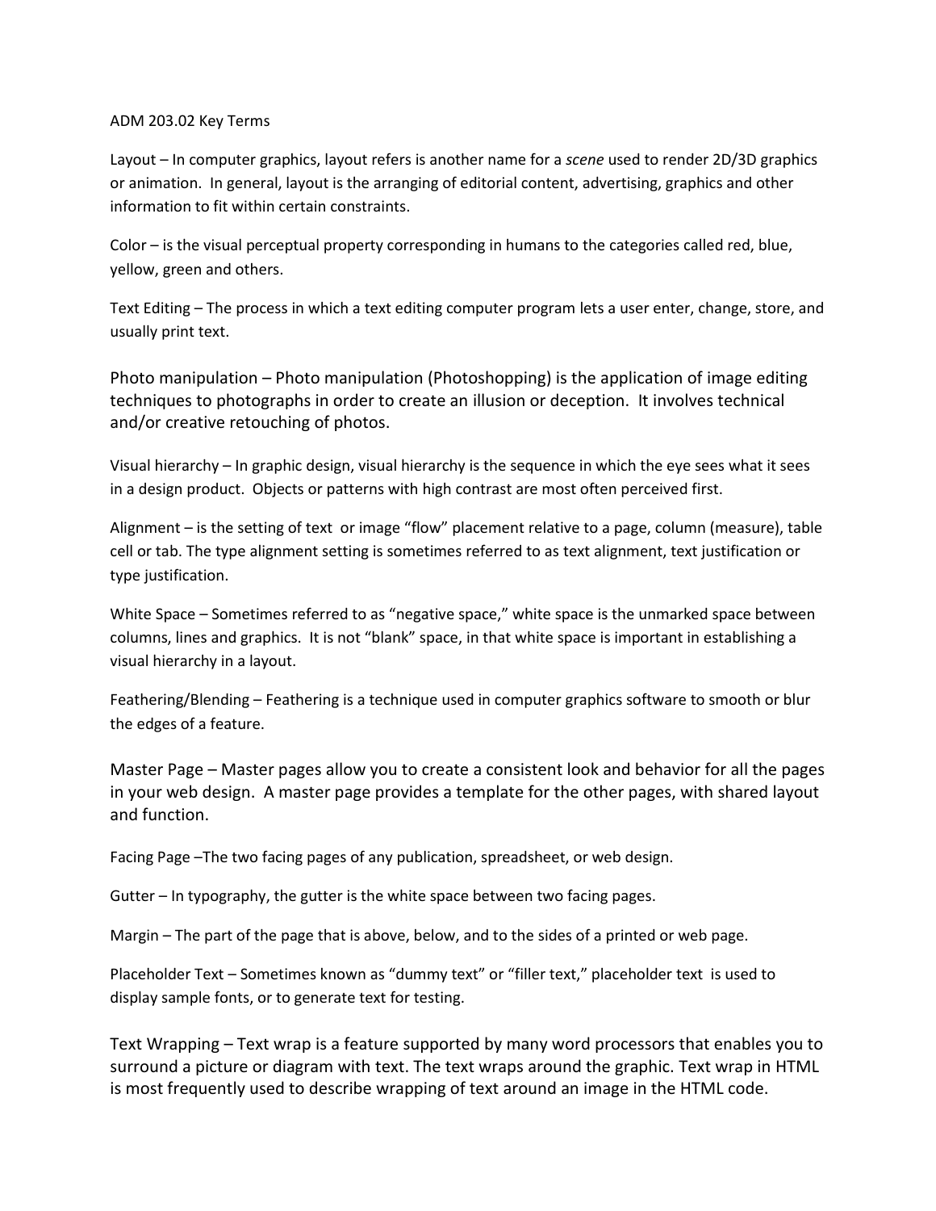ADM 203.02 Key Terms

Layout – In computer graphics, layout refers is another name for a *scene* used to render 2D/3D graphics or animation. In general, layout is the arranging of editorial content, advertising, graphics and other information to fit within certain constraints.

Color – is the visual perceptual property corresponding in humans to the categories called red, blue, yellow, green and others.

Text Editing – The process in which a text editing computer program lets a user enter, change, store, and usually print text.

Photo manipulation – Photo manipulation (Photoshopping) is the application of image editing techniques to photographs in order to create an illusion or deception. It involves technical and/or creative retouching of photos.

Visual hierarchy – In graphic design, visual hierarchy is the sequence in which the eye sees what it sees in a design product. Objects or patterns with high contrast are most often perceived first.

Alignment – is the setting of text or image "flow" placement relative to a page, column (measure), table cell or tab. The type alignment setting is sometimes referred to as text alignment, text justification or type justification.

White Space – Sometimes referred to as "negative space," white space is the unmarked space between columns, lines and graphics. It is not "blank" space, in that white space is important in establishing a visual hierarchy in a layout.

Feathering/Blending – Feathering is a technique used in computer graphics software to smooth or blur the edges of a feature.

Master Page – Master pages allow you to create a consistent look and behavior for all the pages in your web design. A master page provides a template for the other pages, with shared layout and function.

Facing Page –The two facing pages of any publication, spreadsheet, or web design.

Gutter – In typography, the gutter is the white space between two facing pages.

Margin – The part of the page that is above, below, and to the sides of a printed or web page.

Placeholder Text – Sometimes known as "dummy text" or "filler text," placeholder text is used to display sample fonts, or to generate text for testing.

Text Wrapping – Text wrap is a feature supported by many word processors that enables you to surround a picture or diagram with text. The text wraps around the graphic. Text wrap in HTML is most frequently used to describe wrapping of text around an image in the HTML code.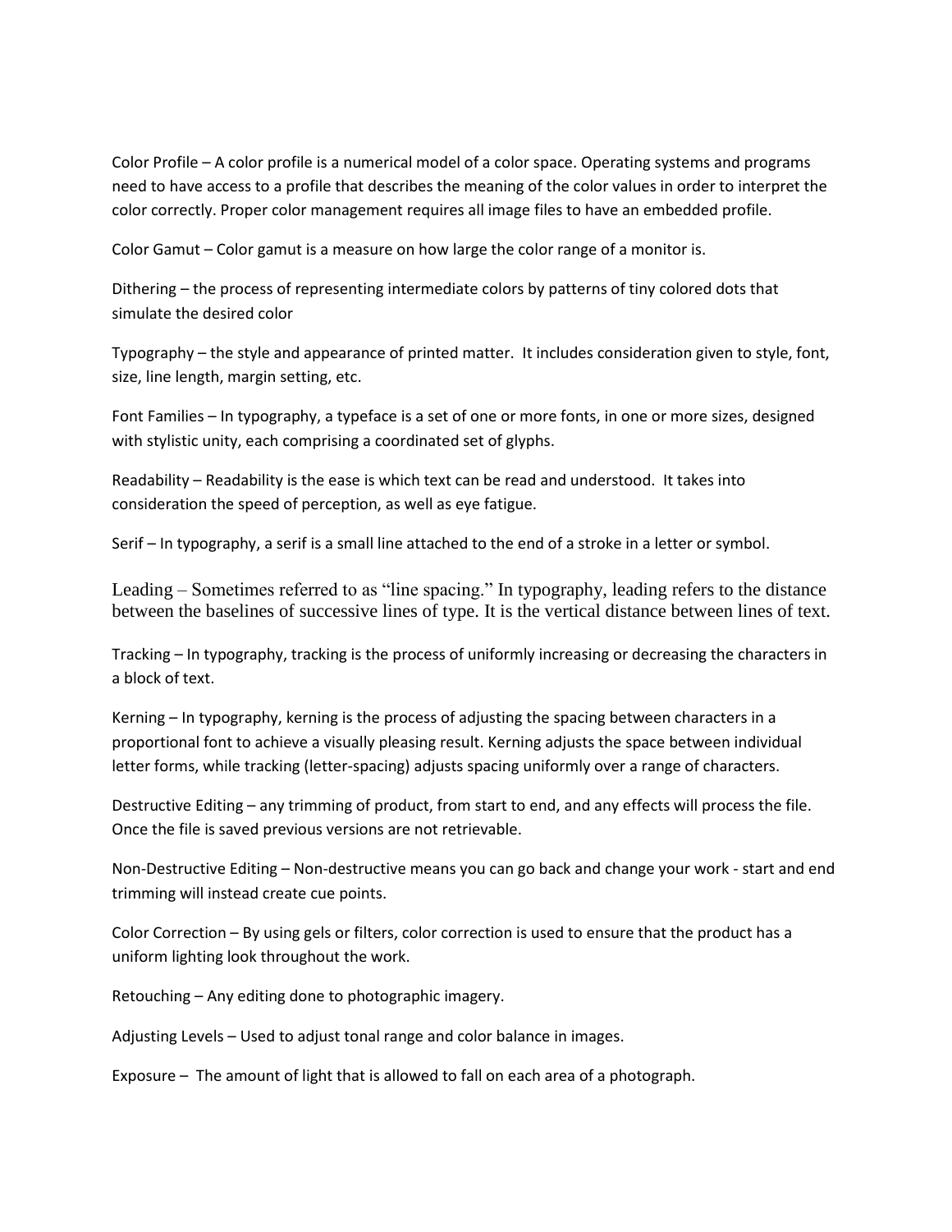Color Profile – A color profile is a numerical model of a color space. Operating systems and programs need to have access to a profile that describes the meaning of the color values in order to interpret the color correctly. Proper color management requires all image files to have an embedded profile.

Color Gamut – Color gamut is a measure on how large the color range of a monitor is.

Dithering – the process of representing intermediate colors by patterns of tiny colored dots that simulate the desired color

Typography – the style and appearance of printed matter. It includes consideration given to style, font, size, line length, margin setting, etc.

Font Families – In typography, a typeface is a set of one or more fonts, in one or more sizes, designed with stylistic unity, each comprising a coordinated set of glyphs.

Readability – Readability is the ease is which text can be read and understood. It takes into consideration the speed of perception, as well as eye fatigue.

Serif – In typography, a serif is a small line attached to the end of a stroke in a letter or symbol.

Leading – Sometimes referred to as "line spacing." In typography, leading refers to the distance between the baselines of successive lines of type. It is the vertical distance between lines of text.

Tracking – In typography, tracking is the process of uniformly increasing or decreasing the characters in a block of text.

Kerning – In typography, kerning is the process of adjusting the spacing between characters in a proportional font to achieve a visually pleasing result. Kerning adjusts the space between individual letter forms, while tracking (letter-spacing) adjusts spacing uniformly over a range of characters.

Destructive Editing – any trimming of product, from start to end, and any effects will process the file. Once the file is saved previous versions are not retrievable.

Non-Destructive Editing – Non-destructive means you can go back and change your work - start and end trimming will instead create cue points.

Color Correction – By using gels or filters, color correction is used to ensure that the product has a uniform lighting look throughout the work.

Retouching – Any editing done to photographic imagery.

Adjusting Levels – Used to adjust tonal range and color balance in images.

Exposure – The amount of light that is allowed to fall on each area of a photograph.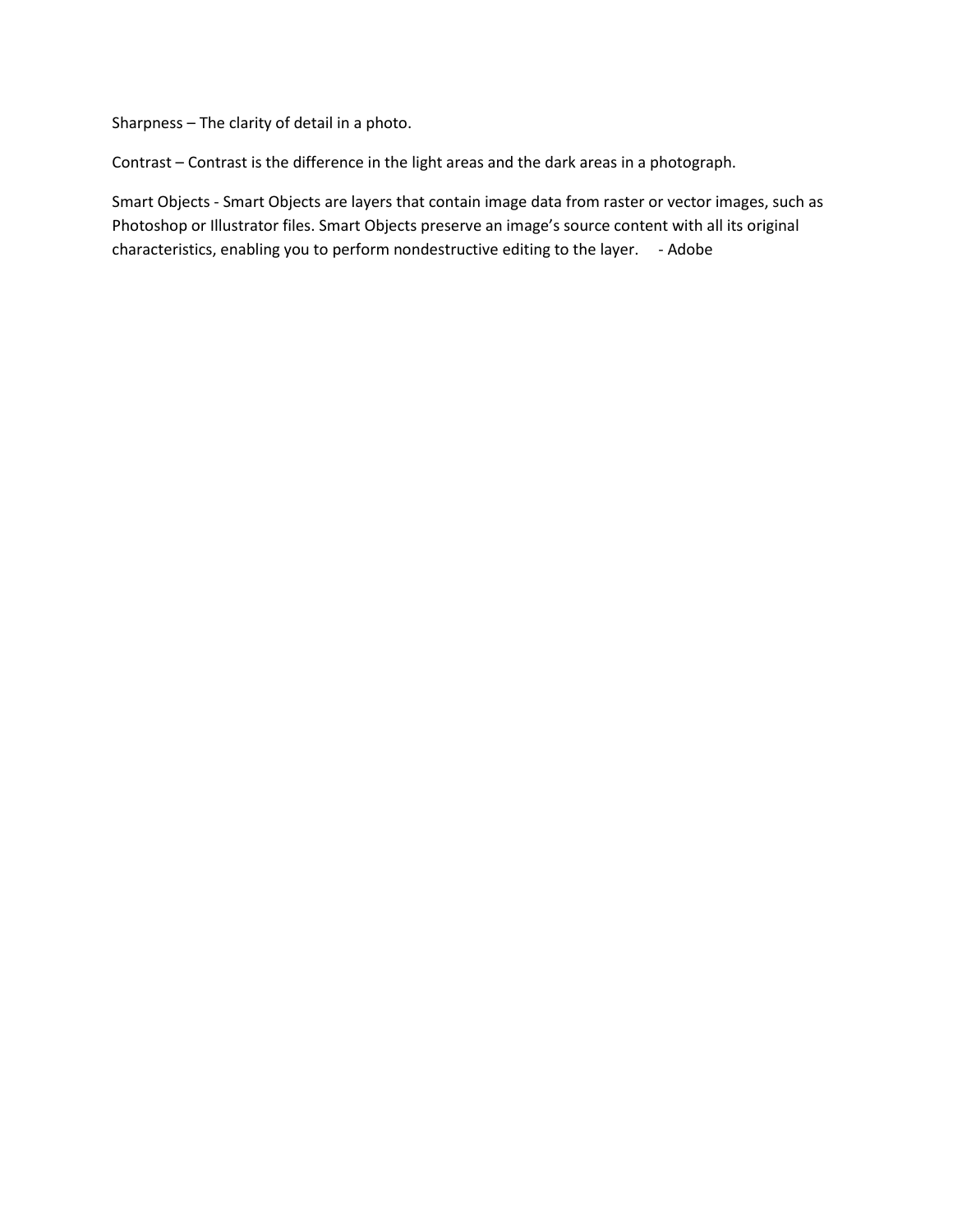Sharpness – The clarity of detail in a photo.

Contrast – Contrast is the difference in the light areas and the dark areas in a photograph.

Smart Objects - Smart Objects are layers that contain image data from raster or vector images, such as Photoshop or Illustrator files. Smart Objects preserve an image's source content with all its original characteristics, enabling you to perform nondestructive editing to the layer. - Adobe